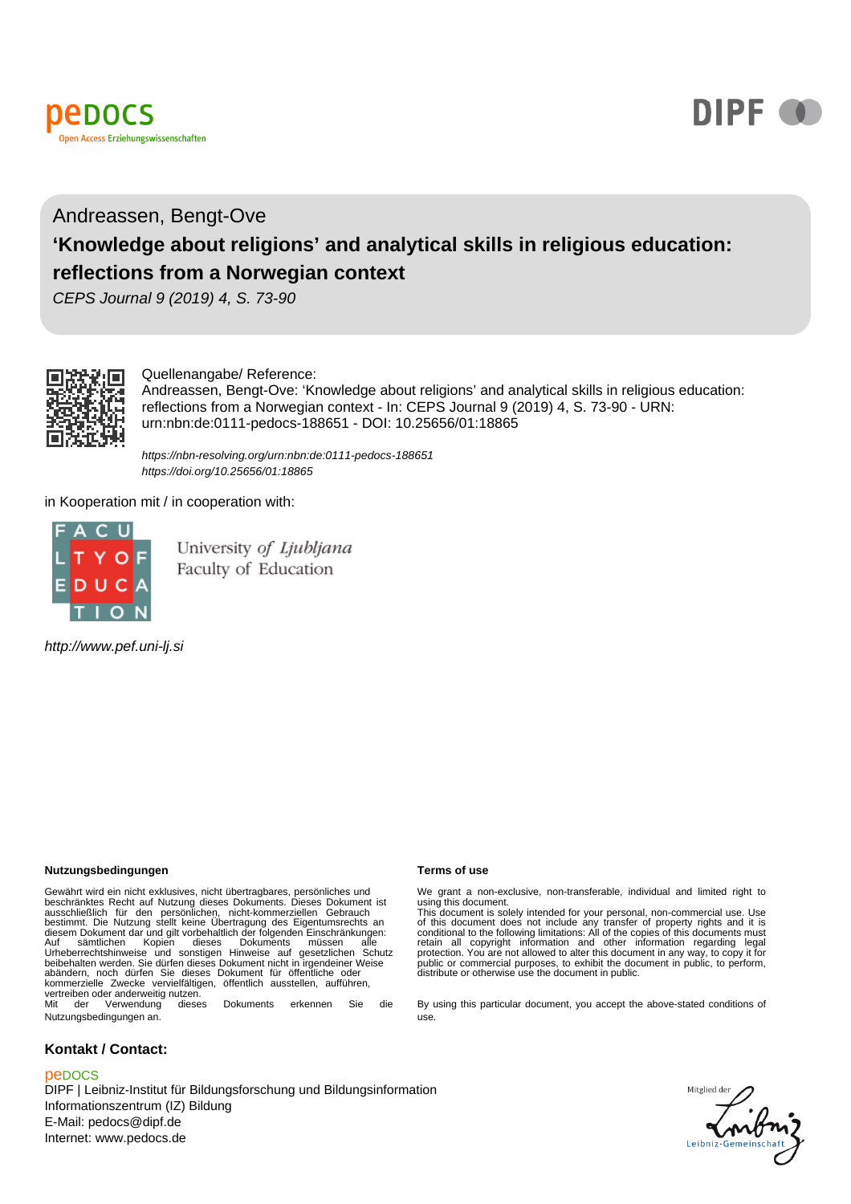peDOCS
Open Access Erziehungswissenschaften

DIPF

Andreassen, Bengt-Ove

# ‘Knowledge about religions’ and analytical skills in religious education: reflections from a Norwegian context

*CEPS Journal 9 (2019) 4, S. 73-90*

Quellenangabe/ Reference:
Andreassen, Bengt-Ove: ‘Knowledge about religions’ and analytical skills in religious education: reflections from a Norwegian context - In: CEPS Journal 9 (2019) 4, S. 73-90 - URN: urn:nbn:de:0111-pedocs-188651 - DOI: 10.25656/01:18865

*https://nbn-resolving.org/urn:nbn:de:0111-pedocs-188651*
*https://doi.org/10.25656/01:18865*

in Kooperation mit / in cooperation with:

FACULTY OF EDUCATION

University *of* Ljubljana
Faculty of Education

*http://www.pef.uni-lj.si*

**Nutzungsbedingungen**

Gewährt wird ein nicht exklusives, nicht übertragbares, persönliches und beschränktes Recht auf Nutzung dieses Dokuments. Dieses Dokument ist ausschließlich für den persönlichen, nicht-kommerziellen Gebrauch bestimmt. Die Nutzung stellt keine Übertragung des Eigentumsrechts an diesem Dokument dar und gilt vorbehaltlich der folgenden Einschränkungen: Auf sämtlichen Kopien dieses Dokuments müssen alle Urheberrechtshinweise und sonstigen Hinweise auf gesetzlichen Schutz beibehalten werden. Sie dürfen dieses Dokument nicht in irgendeiner Weise abändern, noch dürfen Sie dieses Dokument für öffentliche oder kommerzielle Zwecke vervielfältigen, öffentlich ausstellen, aufführen, vertreiben oder anderweitig nutzen.
Mit der Verwendung dieses Dokuments erkennen Sie die Nutzungsbedingungen an.

**Terms of use**

We grant a non-exclusive, non-transferable, individual and limited right to using this document.
This document is solely intended for your personal, non-commercial use. Use of this document does not include any transfer of property rights and it is conditional to the following limitations: All of the copies of this documents must retain all copyright information and other information regarding legal protection. You are not allowed to alter this document in any way, to copy it for public or commercial purposes, to exhibit the document in public, to perform, distribute or otherwise use the document in public.

By using this particular document, you accept the above-stated conditions of use.

**Kontakt / Contact:**

peDOCS
DIPF | Leibniz-Institut für Bildungsforschung und Bildungsinformation
Informationszentrum (IZ) Bildung
E-Mail: pedocs@dipf.de
Internet: www.pedocs.de

Mitglied der Leibniz-Gemeinschaft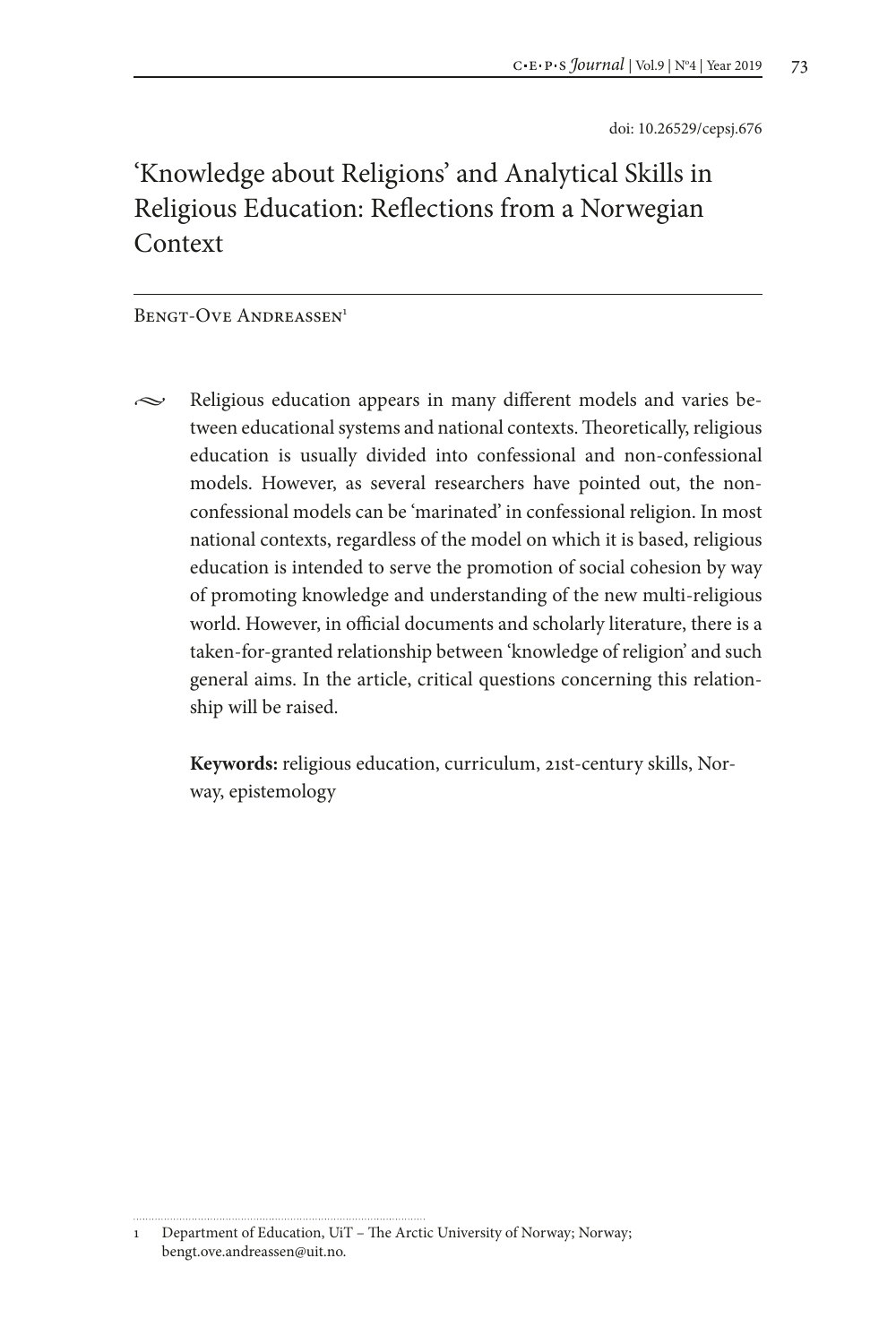doi: 10.26529/cepsj.676

# 'Knowledge about Religions' and Analytical Skills in Religious Education: Reflections from a Norwegian Context

Bengt-Ove Andreassen[1]

Religious education appears in many different models and varies between educational systems and national contexts. Theoretically, religious education is usually divided into confessional and non-confessional models. However, as several researchers have pointed out, the non-confessional models can be 'marinated' in confessional religion. In most national contexts, regardless of the model on which it is based, religious education is intended to serve the promotion of social cohesion by way of promoting knowledge and understanding of the new multi-religious world. However, in official documents and scholarly literature, there is a taken-for-granted relationship between 'knowledge of religion' and such general aims. In the article, critical questions concerning this relationship will be raised.

**Keywords:** religious education, curriculum, 21st-century skills, Norway, epistemology

---

1 Department of Education, UiT – The Arctic University of Norway; Norway; bengt.ove.andreassen@uit.no.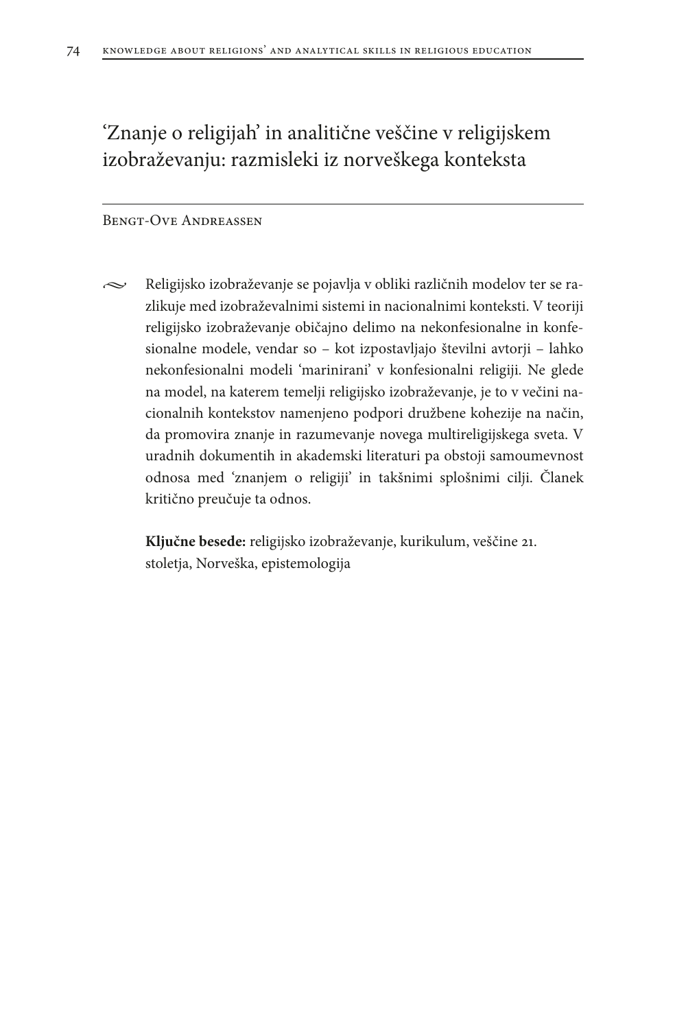# ‘Znanje o religijah’ in analitične veščine v religijskem izobraževanju: razmisleki iz norveškega konteksta

Bengt-Ove Andreassen

Religijsko izobraževanje se pojavlja v obliki različnih modelov ter se razlikuje med izobraževalnimi sistemi in nacionalnimi konteksti. V teoriji religijsko izobraževanje običajno delimo na nekonfesionalne in konfesionalne modele, vendar so – kot izpostavljajo številni avtorji – lahko nekonfesionalni modeli ‘marinirani’ v konfesionalni religiji. Ne glede na model, na katerem temelji religijsko izobraževanje, je to v večini nacionalnih kontekstov namenjeno podpori družbene kohezije na način, da promovira znanje in razumevanje novega multireligijskega sveta. V uradnih dokumentih in akademski literaturi pa obstoji samoumevnost odnosa med ‘znanjem o religiji’ in takšnimi splošnimi cilji. Članek kritično preučuje ta odnos.

**Ključne besede:** religijsko izobraževanje, kurikulum, veščine 21. stoletja, Norveška, epistemologija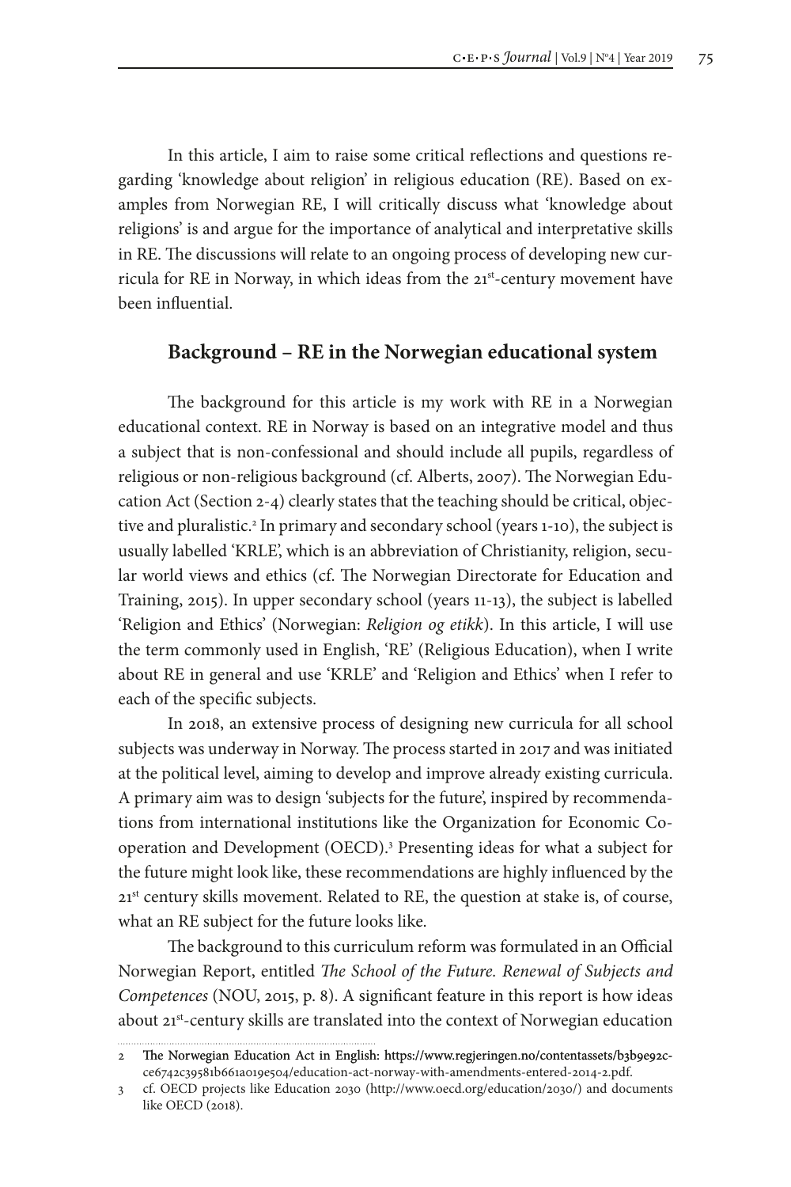In this article, I aim to raise some critical reflections and questions regarding 'knowledge about religion' in religious education (RE). Based on examples from Norwegian RE, I will critically discuss what 'knowledge about religions' is and argue for the importance of analytical and interpretative skills in RE. The discussions will relate to an ongoing process of developing new curricula for RE in Norway, in which ideas from the 21st-century movement have been influential.

## Background – RE in the Norwegian educational system

The background for this article is my work with RE in a Norwegian educational context. RE in Norway is based on an integrative model and thus a subject that is non-confessional and should include all pupils, regardless of religious or non-religious background (cf. Alberts, 2007). The Norwegian Education Act (Section 2-4) clearly states that the teaching should be critical, objective and pluralistic.[2] In primary and secondary school (years 1-10), the subject is usually labelled 'KRLE', which is an abbreviation of Christianity, religion, secular world views and ethics (cf. The Norwegian Directorate for Education and Training, 2015). In upper secondary school (years 11-13), the subject is labelled 'Religion and Ethics' (Norwegian: *Religion og etikk*). In this article, I will use the term commonly used in English, 'RE' (Religious Education), when I write about RE in general and use 'KRLE' and 'Religion and Ethics' when I refer to each of the specific subjects.

In 2018, an extensive process of designing new curricula for all school subjects was underway in Norway. The process started in 2017 and was initiated at the political level, aiming to develop and improve already existing curricula. A primary aim was to design 'subjects for the future', inspired by recommendations from international institutions like the Organization for Economic Co-operation and Development (OECD).[3] Presenting ideas for what a subject for the future might look like, these recommendations are highly influenced by the 21st century skills movement. Related to RE, the question at stake is, of course, what an RE subject for the future looks like.

The background to this curriculum reform was formulated in an Official Norwegian Report, entitled *The School of the Future. Renewal of Subjects and Competences* (NOU, 2015, p. 8). A significant feature in this report is how ideas about 21st-century skills are translated into the context of Norwegian education

---

2 The Norwegian Education Act in English: https://www.regjeringen.no/contentassets/b3b9e92cce6742c39581b661a019e504/education-act-norway-with-amendments-entered-2014-2.pdf.

3 cf. OECD projects like Education 2030 (http://www.oecd.org/education/2030/) and documents like OECD (2018).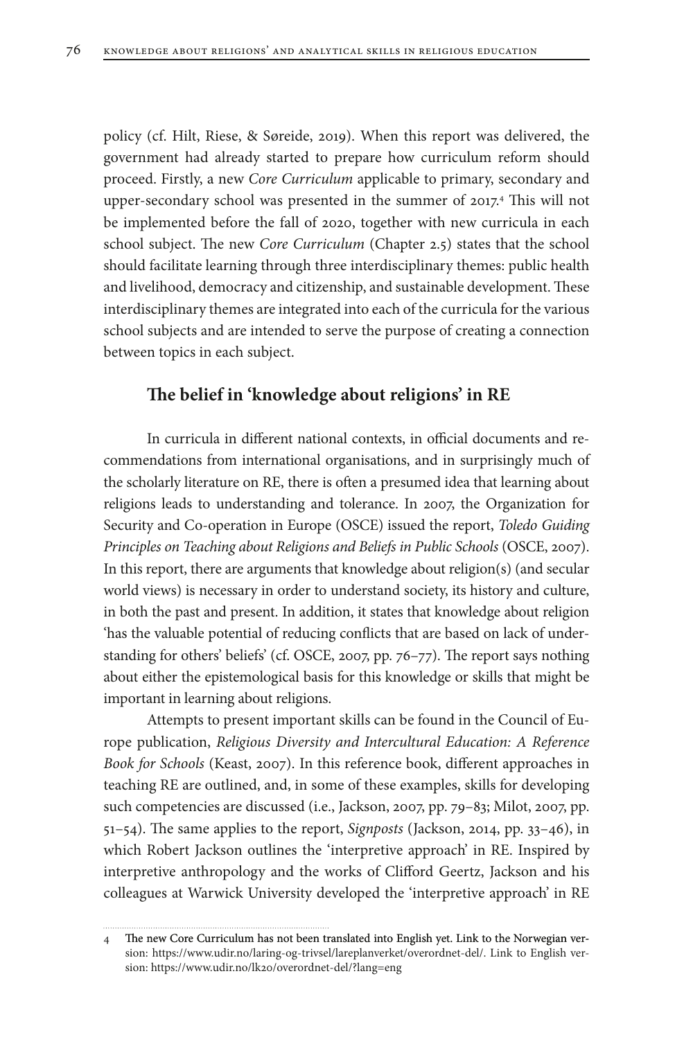policy (cf. Hilt, Riese, & Søreide, 2019). When this report was delivered, the government had already started to prepare how curriculum reform should proceed. Firstly, a new *Core Curriculum* applicable to primary, secondary and upper-secondary school was presented in the summer of 2017.[4] This will not be implemented before the fall of 2020, together with new curricula in each school subject. The new *Core Curriculum* (Chapter 2.5) states that the school should facilitate learning through three interdisciplinary themes: public health and livelihood, democracy and citizenship, and sustainable development. These interdisciplinary themes are integrated into each of the curricula for the various school subjects and are intended to serve the purpose of creating a connection between topics in each subject.

## The belief in 'knowledge about religions' in RE

In curricula in different national contexts, in official documents and recommendations from international organisations, and in surprisingly much of the scholarly literature on RE, there is often a presumed idea that learning about religions leads to understanding and tolerance. In 2007, the Organization for Security and Co-operation in Europe (OSCE) issued the report, *Toledo Guiding Principles on Teaching about Religions and Beliefs in Public Schools* (OSCE, 2007). In this report, there are arguments that knowledge about religion(s) (and secular world views) is necessary in order to understand society, its history and culture, in both the past and present. In addition, it states that knowledge about religion 'has the valuable potential of reducing conflicts that are based on lack of understanding for others' beliefs' (cf. OSCE, 2007, pp. 76–77). The report says nothing about either the epistemological basis for this knowledge or skills that might be important in learning about religions.

Attempts to present important skills can be found in the Council of Europe publication, *Religious Diversity and Intercultural Education: A Reference Book for Schools* (Keast, 2007). In this reference book, different approaches in teaching RE are outlined, and, in some of these examples, skills for developing such competencies are discussed (i.e., Jackson, 2007, pp. 79–83; Milot, 2007, pp. 51–54). The same applies to the report, *Signposts* (Jackson, 2014, pp. 33–46), in which Robert Jackson outlines the 'interpretive approach' in RE. Inspired by interpretive anthropology and the works of Clifford Geertz, Jackson and his colleagues at Warwick University developed the 'interpretive approach' in RE

---

4 The new Core Curriculum has not been translated into English yet. Link to the Norwegian version: https://www.udir.no/laring-og-trivsel/lareplanverket/overordnet-del/. Link to English version: https://www.udir.no/lk20/overordnet-del/?lang=eng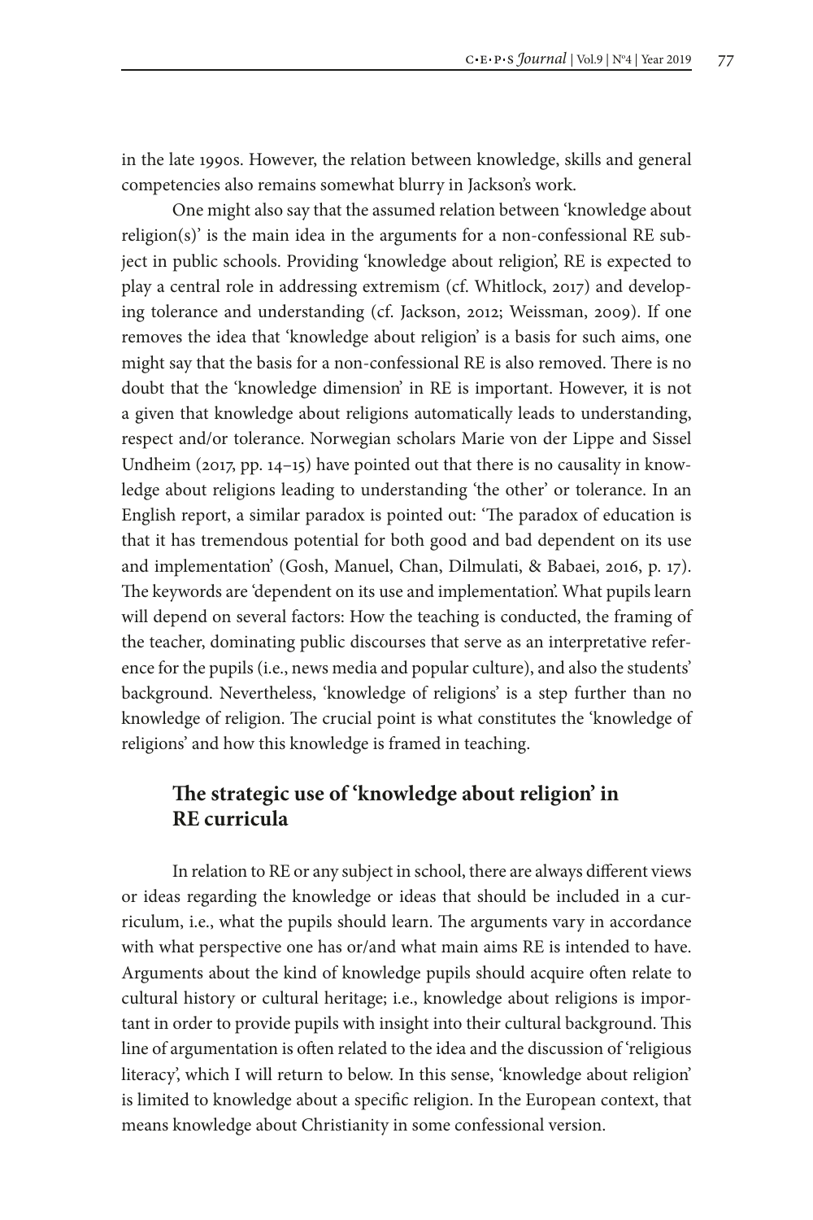in the late 1990s. However, the relation between knowledge, skills and general competencies also remains somewhat blurry in Jackson's work.

One might also say that the assumed relation between 'knowledge about religion(s)' is the main idea in the arguments for a non-confessional RE subject in public schools. Providing 'knowledge about religion', RE is expected to play a central role in addressing extremism (cf. Whitlock, 2017) and developing tolerance and understanding (cf. Jackson, 2012; Weissman, 2009). If one removes the idea that 'knowledge about religion' is a basis for such aims, one might say that the basis for a non-confessional RE is also removed. There is no doubt that the 'knowledge dimension' in RE is important. However, it is not a given that knowledge about religions automatically leads to understanding, respect and/or tolerance. Norwegian scholars Marie von der Lippe and Sissel Undheim (2017, pp. 14–15) have pointed out that there is no causality in knowledge about religions leading to understanding 'the other' or tolerance. In an English report, a similar paradox is pointed out: 'The paradox of education is that it has tremendous potential for both good and bad dependent on its use and implementation' (Gosh, Manuel, Chan, Dilmulati, & Babaei, 2016, p. 17). The keywords are 'dependent on its use and implementation'. What pupils learn will depend on several factors: How the teaching is conducted, the framing of the teacher, dominating public discourses that serve as an interpretative reference for the pupils (i.e., news media and popular culture), and also the students' background. Nevertheless, 'knowledge of religions' is a step further than no knowledge of religion. The crucial point is what constitutes the 'knowledge of religions' and how this knowledge is framed in teaching.

## The strategic use of 'knowledge about religion' in RE curricula

In relation to RE or any subject in school, there are always different views or ideas regarding the knowledge or ideas that should be included in a curriculum, i.e., what the pupils should learn. The arguments vary in accordance with what perspective one has or/and what main aims RE is intended to have. Arguments about the kind of knowledge pupils should acquire often relate to cultural history or cultural heritage; i.e., knowledge about religions is important in order to provide pupils with insight into their cultural background. This line of argumentation is often related to the idea and the discussion of 'religious literacy', which I will return to below. In this sense, 'knowledge about religion' is limited to knowledge about a specific religion. In the European context, that means knowledge about Christianity in some confessional version.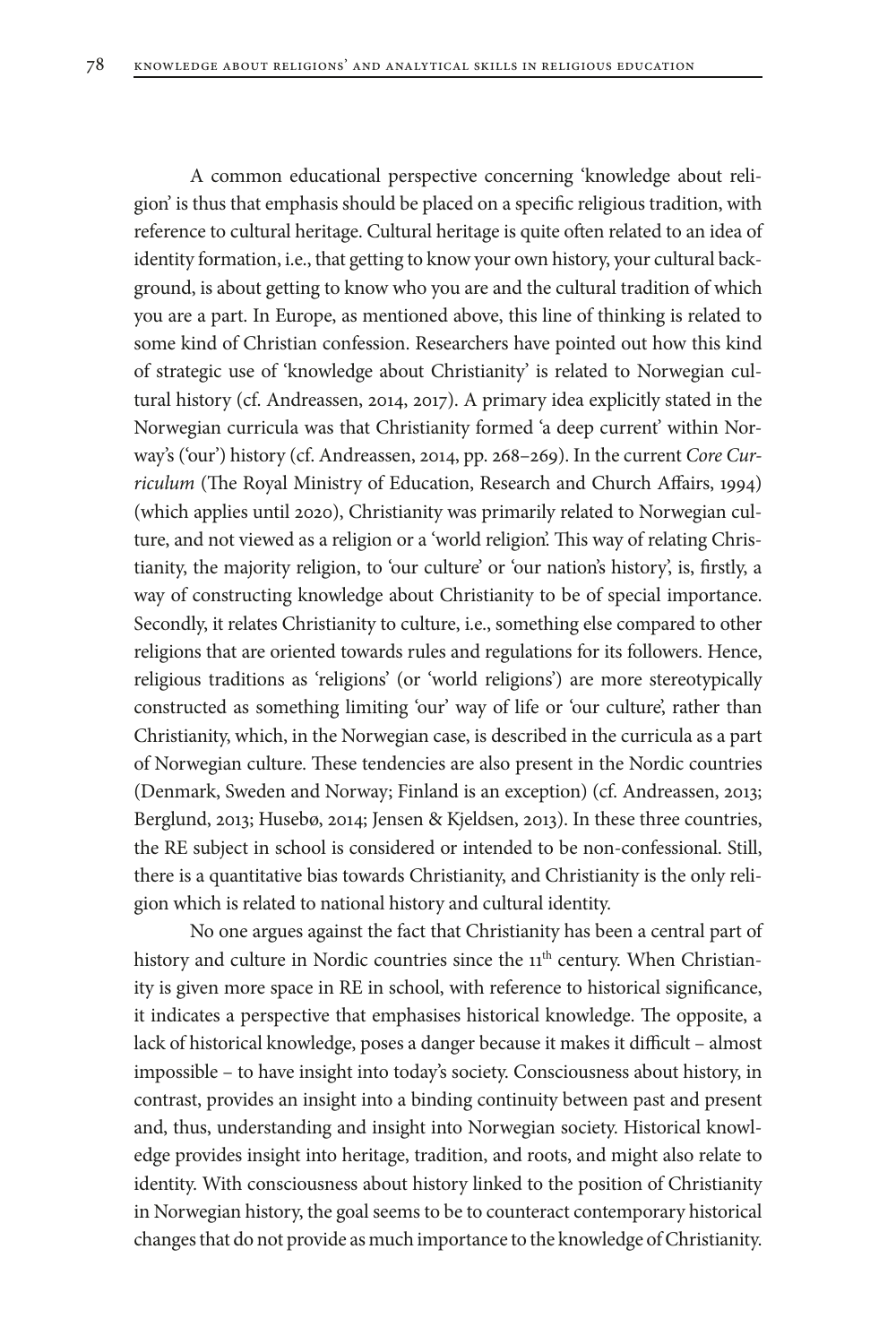A common educational perspective concerning 'knowledge about religion' is thus that emphasis should be placed on a specific religious tradition, with reference to cultural heritage. Cultural heritage is quite often related to an idea of identity formation, i.e., that getting to know your own history, your cultural background, is about getting to know who you are and the cultural tradition of which you are a part. In Europe, as mentioned above, this line of thinking is related to some kind of Christian confession. Researchers have pointed out how this kind of strategic use of 'knowledge about Christianity' is related to Norwegian cultural history (cf. Andreassen, 2014, 2017). A primary idea explicitly stated in the Norwegian curricula was that Christianity formed 'a deep current' within Norway's ('our') history (cf. Andreassen, 2014, pp. 268–269). In the current *Core Curriculum* (The Royal Ministry of Education, Research and Church Affairs, 1994) (which applies until 2020), Christianity was primarily related to Norwegian culture, and not viewed as a religion or a 'world religion'. This way of relating Christianity, the majority religion, to 'our culture' or 'our nation's history', is, firstly, a way of constructing knowledge about Christianity to be of special importance. Secondly, it relates Christianity to culture, i.e., something else compared to other religions that are oriented towards rules and regulations for its followers. Hence, religious traditions as 'religions' (or 'world religions') are more stereotypically constructed as something limiting 'our' way of life or 'our culture', rather than Christianity, which, in the Norwegian case, is described in the curricula as a part of Norwegian culture. These tendencies are also present in the Nordic countries (Denmark, Sweden and Norway; Finland is an exception) (cf. Andreassen, 2013; Berglund, 2013; Husebø, 2014; Jensen & Kjeldsen, 2013). In these three countries, the RE subject in school is considered or intended to be non-confessional. Still, there is a quantitative bias towards Christianity, and Christianity is the only religion which is related to national history and cultural identity.

No one argues against the fact that Christianity has been a central part of history and culture in Nordic countries since the 11th century. When Christianity is given more space in RE in school, with reference to historical significance, it indicates a perspective that emphasises historical knowledge. The opposite, a lack of historical knowledge, poses a danger because it makes it difficult – almost impossible – to have insight into today's society. Consciousness about history, in contrast, provides an insight into a binding continuity between past and present and, thus, understanding and insight into Norwegian society. Historical knowledge provides insight into heritage, tradition, and roots, and might also relate to identity. With consciousness about history linked to the position of Christianity in Norwegian history, the goal seems to be to counteract contemporary historical changes that do not provide as much importance to the knowledge of Christianity.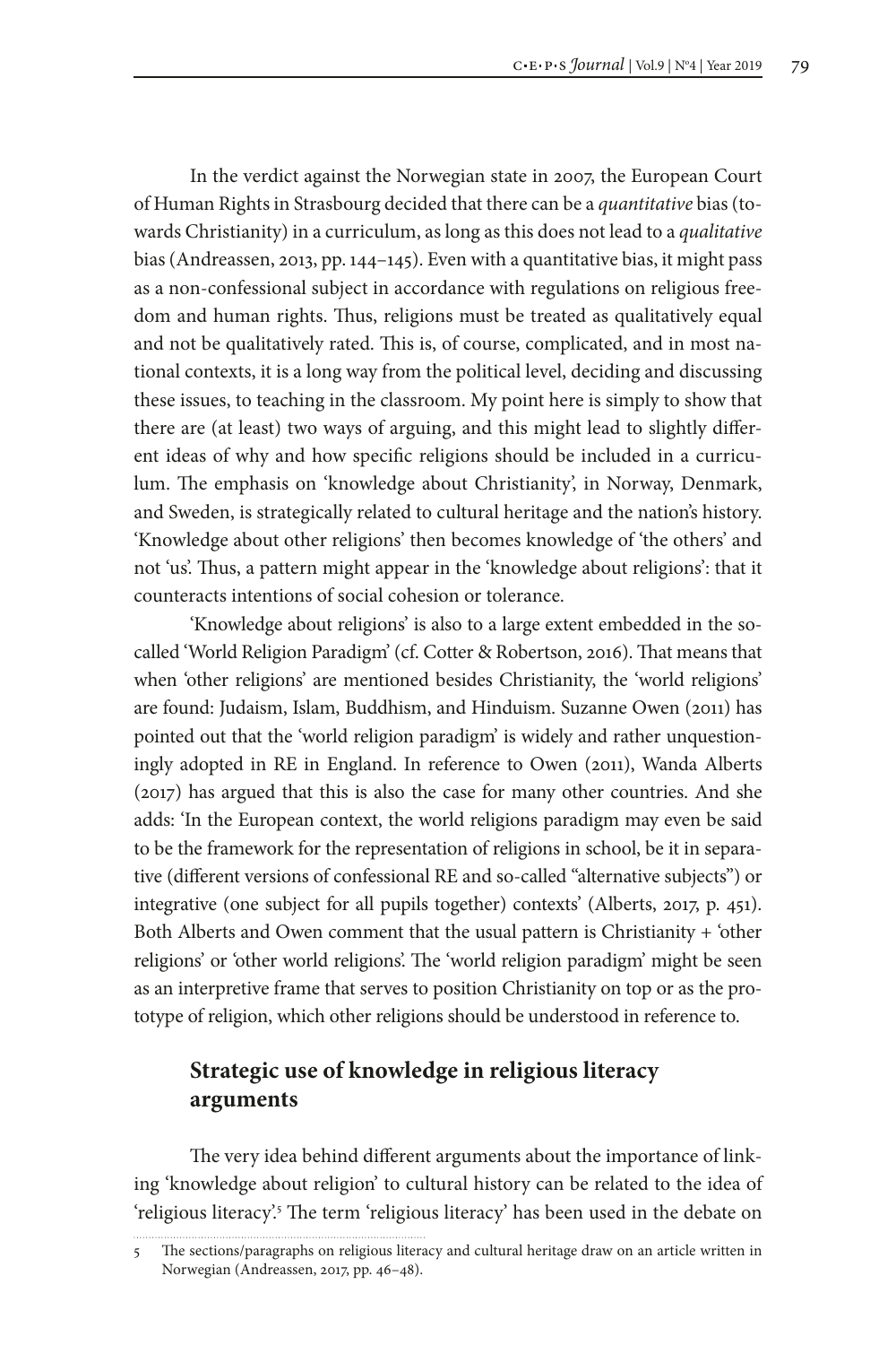In the verdict against the Norwegian state in 2007, the European Court of Human Rights in Strasbourg decided that there can be a *quantitative* bias (towards Christianity) in a curriculum, as long as this does not lead to a *qualitative* bias (Andreassen, 2013, pp. 144–145). Even with a quantitative bias, it might pass as a non-confessional subject in accordance with regulations on religious freedom and human rights. Thus, religions must be treated as qualitatively equal and not be qualitatively rated. This is, of course, complicated, and in most national contexts, it is a long way from the political level, deciding and discussing these issues, to teaching in the classroom. My point here is simply to show that there are (at least) two ways of arguing, and this might lead to slightly different ideas of why and how specific religions should be included in a curriculum. The emphasis on 'knowledge about Christianity', in Norway, Denmark, and Sweden, is strategically related to cultural heritage and the nation's history. 'Knowledge about other religions' then becomes knowledge of 'the others' and not 'us'. Thus, a pattern might appear in the 'knowledge about religions': that it counteracts intentions of social cohesion or tolerance.

'Knowledge about religions' is also to a large extent embedded in the so-called 'World Religion Paradigm' (cf. Cotter & Robertson, 2016). That means that when 'other religions' are mentioned besides Christianity, the 'world religions' are found: Judaism, Islam, Buddhism, and Hinduism. Suzanne Owen (2011) has pointed out that the 'world religion paradigm' is widely and rather unquestioningly adopted in RE in England. In reference to Owen (2011), Wanda Alberts (2017) has argued that this is also the case for many other countries. And she adds: 'In the European context, the world religions paradigm may even be said to be the framework for the representation of religions in school, be it in separative (different versions of confessional RE and so-called "alternative subjects") or integrative (one subject for all pupils together) contexts' (Alberts, 2017, p. 451). Both Alberts and Owen comment that the usual pattern is Christianity + 'other religions' or 'other world religions'. The 'world religion paradigm' might be seen as an interpretive frame that serves to position Christianity on top or as the prototype of religion, which other religions should be understood in reference to.

## Strategic use of knowledge in religious literacy arguments

The very idea behind different arguments about the importance of linking 'knowledge about religion' to cultural history can be related to the idea of 'religious literacy'.[5] The term 'religious literacy' has been used in the debate on

5 The sections/paragraphs on religious literacy and cultural heritage draw on an article written in Norwegian (Andreassen, 2017, pp. 46–48).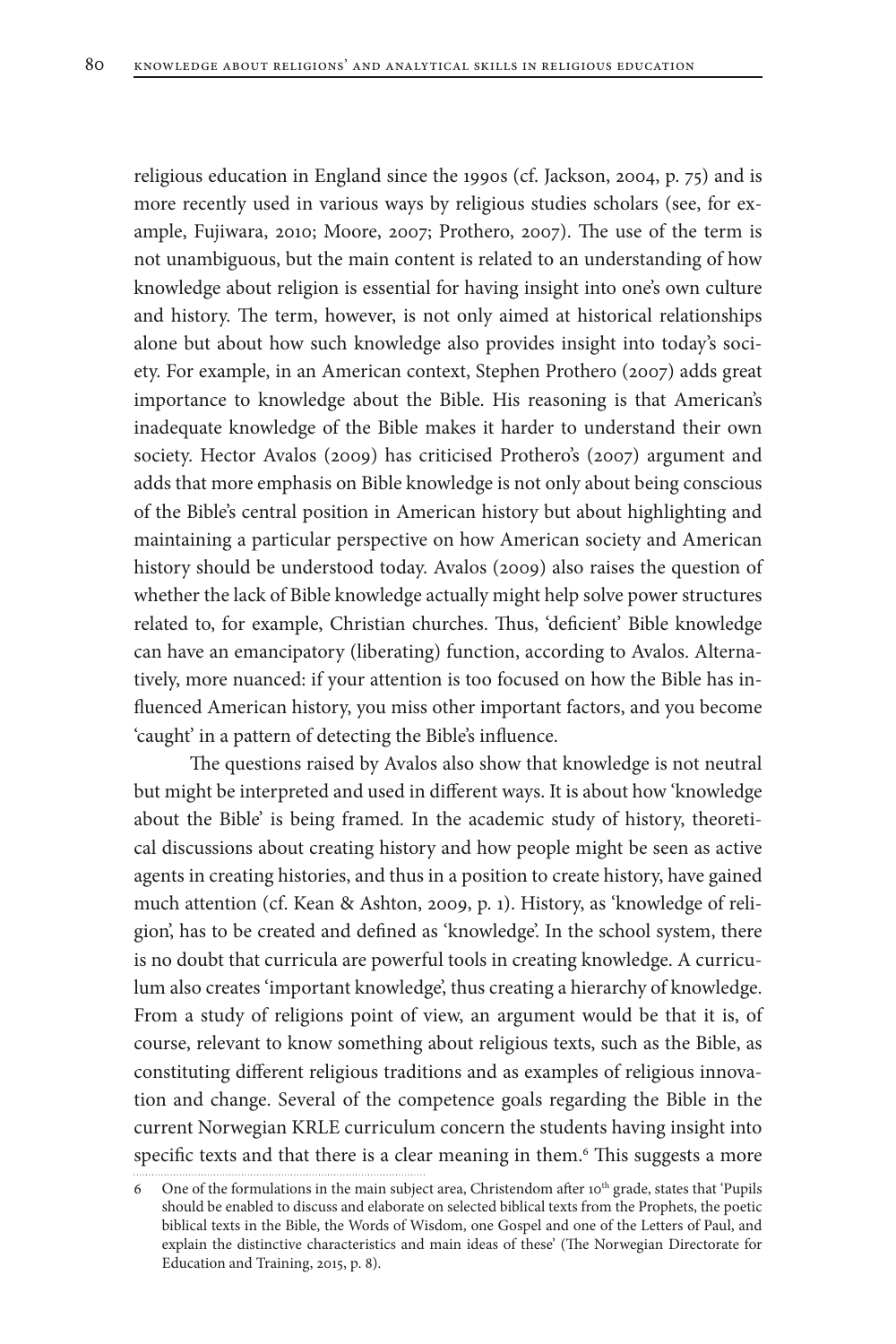religious education in England since the 1990s (cf. Jackson, 2004, p. 75) and is more recently used in various ways by religious studies scholars (see, for example, Fujiwara, 2010; Moore, 2007; Prothero, 2007). The use of the term is not unambiguous, but the main content is related to an understanding of how knowledge about religion is essential for having insight into one's own culture and history. The term, however, is not only aimed at historical relationships alone but about how such knowledge also provides insight into today's society. For example, in an American context, Stephen Prothero (2007) adds great importance to knowledge about the Bible. His reasoning is that American's inadequate knowledge of the Bible makes it harder to understand their own society. Hector Avalos (2009) has criticised Prothero's (2007) argument and adds that more emphasis on Bible knowledge is not only about being conscious of the Bible's central position in American history but about highlighting and maintaining a particular perspective on how American society and American history should be understood today. Avalos (2009) also raises the question of whether the lack of Bible knowledge actually might help solve power structures related to, for example, Christian churches. Thus, 'deficient' Bible knowledge can have an emancipatory (liberating) function, according to Avalos. Alternatively, more nuanced: if your attention is too focused on how the Bible has influenced American history, you miss other important factors, and you become 'caught' in a pattern of detecting the Bible's influence.

The questions raised by Avalos also show that knowledge is not neutral but might be interpreted and used in different ways. It is about how 'knowledge about the Bible' is being framed. In the academic study of history, theoretical discussions about creating history and how people might be seen as active agents in creating histories, and thus in a position to create history, have gained much attention (cf. Kean & Ashton, 2009, p. 1). History, as 'knowledge of religion', has to be created and defined as 'knowledge'. In the school system, there is no doubt that curricula are powerful tools in creating knowledge. A curriculum also creates 'important knowledge', thus creating a hierarchy of knowledge. From a study of religions point of view, an argument would be that it is, of course, relevant to know something about religious texts, such as the Bible, as constituting different religious traditions and as examples of religious innovation and change. Several of the competence goals regarding the Bible in the current Norwegian KRLE curriculum concern the students having insight into specific texts and that there is a clear meaning in them.[6] This suggests a more

6 One of the formulations in the main subject area, Christendom after 10th grade, states that 'Pupils should be enabled to discuss and elaborate on selected biblical texts from the Prophets, the poetic biblical texts in the Bible, the Words of Wisdom, one Gospel and one of the Letters of Paul, and explain the distinctive characteristics and main ideas of these' (The Norwegian Directorate for Education and Training, 2015, p. 8).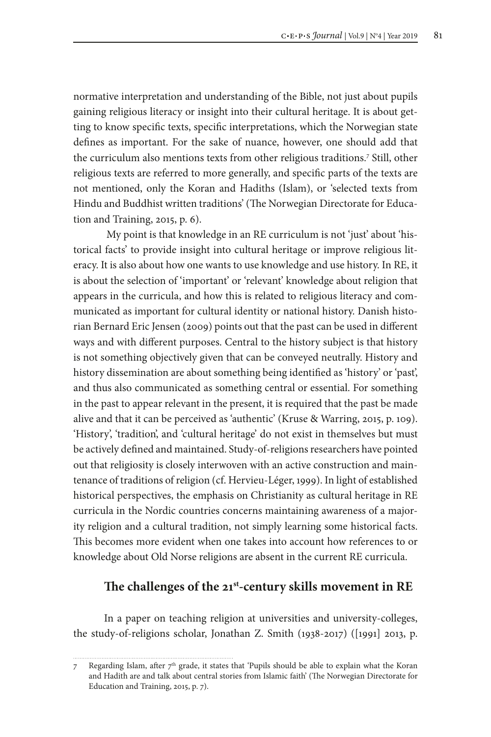normative interpretation and understanding of the Bible, not just about pupils gaining religious literacy or insight into their cultural heritage. It is about getting to know specific texts, specific interpretations, which the Norwegian state defines as important. For the sake of nuance, however, one should add that the curriculum also mentions texts from other religious traditions.[7] Still, other religious texts are referred to more generally, and specific parts of the texts are not mentioned, only the Koran and Hadiths (Islam), or 'selected texts from Hindu and Buddhist written traditions' (The Norwegian Directorate for Education and Training, 2015, p. 6).

My point is that knowledge in an RE curriculum is not 'just' about 'historical facts' to provide insight into cultural heritage or improve religious literacy. It is also about how one wants to use knowledge and use history. In RE, it is about the selection of 'important' or 'relevant' knowledge about religion that appears in the curricula, and how this is related to religious literacy and communicated as important for cultural identity or national history. Danish historian Bernard Eric Jensen (2009) points out that the past can be used in different ways and with different purposes. Central to the history subject is that history is not something objectively given that can be conveyed neutrally. History and history dissemination are about something being identified as 'history' or 'past', and thus also communicated as something central or essential. For something in the past to appear relevant in the present, it is required that the past be made alive and that it can be perceived as 'authentic' (Kruse & Warring, 2015, p. 109). 'History', 'tradition', and 'cultural heritage' do not exist in themselves but must be actively defined and maintained. Study-of-religions researchers have pointed out that religiosity is closely interwoven with an active construction and maintenance of traditions of religion (cf. Hervieu-Léger, 1999). In light of established historical perspectives, the emphasis on Christianity as cultural heritage in RE curricula in the Nordic countries concerns maintaining awareness of a majority religion and a cultural tradition, not simply learning some historical facts. This becomes more evident when one takes into account how references to or knowledge about Old Norse religions are absent in the current RE curricula.

## The challenges of the 21st-century skills movement in RE

In a paper on teaching religion at universities and university-colleges, the study-of-religions scholar, Jonathan Z. Smith (1938-2017) ([1991] 2013, p.

---

7 Regarding Islam, after 7th grade, it states that 'Pupils should be able to explain what the Koran and Hadith are and talk about central stories from Islamic faith' (The Norwegian Directorate for Education and Training, 2015, p. 7).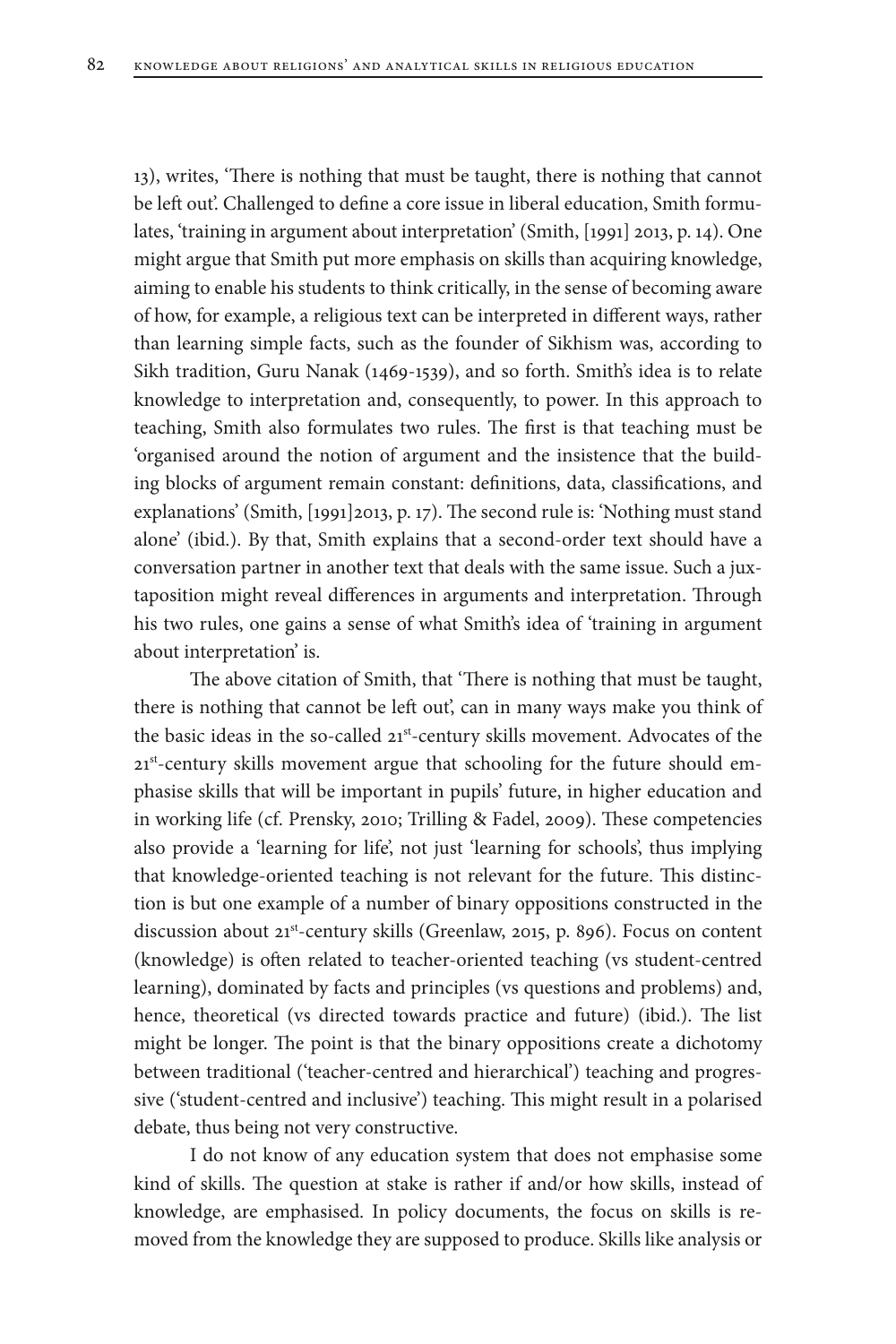13), writes, 'There is nothing that must be taught, there is nothing that cannot be left out'. Challenged to define a core issue in liberal education, Smith formulates, 'training in argument about interpretation' (Smith, [1991] 2013, p. 14). One might argue that Smith put more emphasis on skills than acquiring knowledge, aiming to enable his students to think critically, in the sense of becoming aware of how, for example, a religious text can be interpreted in different ways, rather than learning simple facts, such as the founder of Sikhism was, according to Sikh tradition, Guru Nanak (1469-1539), and so forth. Smith's idea is to relate knowledge to interpretation and, consequently, to power. In this approach to teaching, Smith also formulates two rules. The first is that teaching must be 'organised around the notion of argument and the insistence that the building blocks of argument remain constant: definitions, data, classifications, and explanations' (Smith, [1991]2013, p. 17). The second rule is: 'Nothing must stand alone' (ibid.). By that, Smith explains that a second-order text should have a conversation partner in another text that deals with the same issue. Such a juxtaposition might reveal differences in arguments and interpretation. Through his two rules, one gains a sense of what Smith's idea of 'training in argument about interpretation' is.

The above citation of Smith, that 'There is nothing that must be taught, there is nothing that cannot be left out', can in many ways make you think of the basic ideas in the so-called 21st-century skills movement. Advocates of the 21st-century skills movement argue that schooling for the future should emphasise skills that will be important in pupils' future, in higher education and in working life (cf. Prensky, 2010; Trilling & Fadel, 2009). These competencies also provide a 'learning for life', not just 'learning for schools', thus implying that knowledge-oriented teaching is not relevant for the future. This distinction is but one example of a number of binary oppositions constructed in the discussion about 21st-century skills (Greenlaw, 2015, p. 896). Focus on content (knowledge) is often related to teacher-oriented teaching (vs student-centred learning), dominated by facts and principles (vs questions and problems) and, hence, theoretical (vs directed towards practice and future) (ibid.). The list might be longer. The point is that the binary oppositions create a dichotomy between traditional ('teacher-centred and hierarchical') teaching and progressive ('student-centred and inclusive') teaching. This might result in a polarised debate, thus being not very constructive.

I do not know of any education system that does not emphasise some kind of skills. The question at stake is rather if and/or how skills, instead of knowledge, are emphasised. In policy documents, the focus on skills is removed from the knowledge they are supposed to produce. Skills like analysis or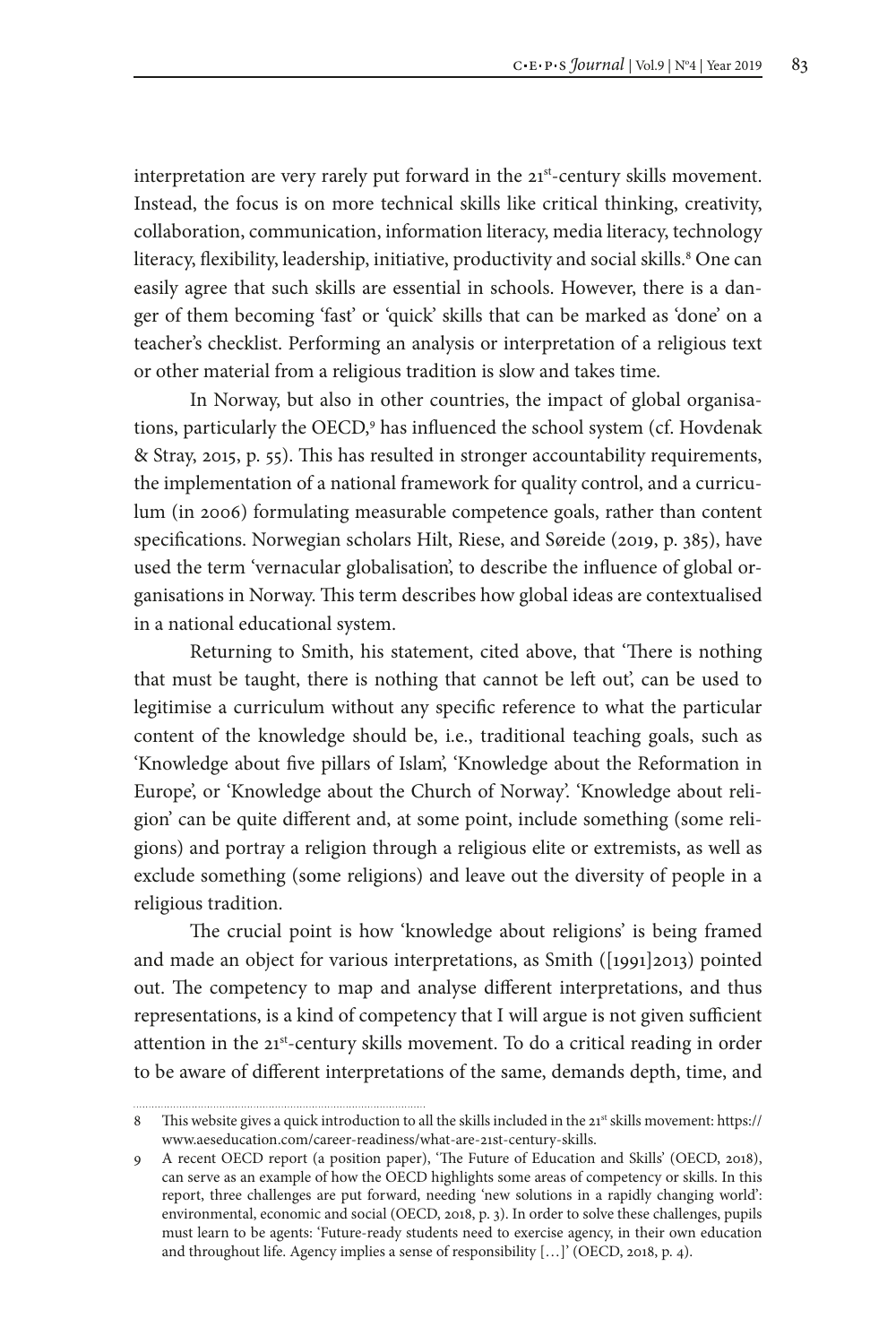interpretation are very rarely put forward in the 21st-century skills movement. Instead, the focus is on more technical skills like critical thinking, creativity, collaboration, communication, information literacy, media literacy, technology literacy, flexibility, leadership, initiative, productivity and social skills.[8] One can easily agree that such skills are essential in schools. However, there is a danger of them becoming 'fast' or 'quick' skills that can be marked as 'done' on a teacher's checklist. Performing an analysis or interpretation of a religious text or other material from a religious tradition is slow and takes time.

In Norway, but also in other countries, the impact of global organisations, particularly the OECD,[9] has influenced the school system (cf. Hovdenak & Stray, 2015, p. 55). This has resulted in stronger accountability requirements, the implementation of a national framework for quality control, and a curriculum (in 2006) formulating measurable competence goals, rather than content specifications. Norwegian scholars Hilt, Riese, and Søreide (2019, p. 385), have used the term 'vernacular globalisation', to describe the influence of global organisations in Norway. This term describes how global ideas are contextualised in a national educational system.

Returning to Smith, his statement, cited above, that 'There is nothing that must be taught, there is nothing that cannot be left out', can be used to legitimise a curriculum without any specific reference to what the particular content of the knowledge should be, i.e., traditional teaching goals, such as 'Knowledge about five pillars of Islam', 'Knowledge about the Reformation in Europe', or 'Knowledge about the Church of Norway'. 'Knowledge about religion' can be quite different and, at some point, include something (some religions) and portray a religion through a religious elite or extremists, as well as exclude something (some religions) and leave out the diversity of people in a religious tradition.

The crucial point is how 'knowledge about religions' is being framed and made an object for various interpretations, as Smith ([1991]2013) pointed out. The competency to map and analyse different interpretations, and thus representations, is a kind of competency that I will argue is not given sufficient attention in the 21st-century skills movement. To do a critical reading in order to be aware of different interpretations of the same, demands depth, time, and

---

8 This website gives a quick introduction to all the skills included in the 21st skills movement: https://www.aeseducation.com/career-readiness/what-are-21st-century-skills.

9 A recent OECD report (a position paper), 'The Future of Education and Skills' (OECD, 2018), can serve as an example of how the OECD highlights some areas of competency or skills. In this report, three challenges are put forward, needing 'new solutions in a rapidly changing world': environmental, economic and social (OECD, 2018, p. 3). In order to solve these challenges, pupils must learn to be agents: 'Future-ready students need to exercise agency, in their own education and throughout life. Agency implies a sense of responsibility […]' (OECD, 2018, p. 4).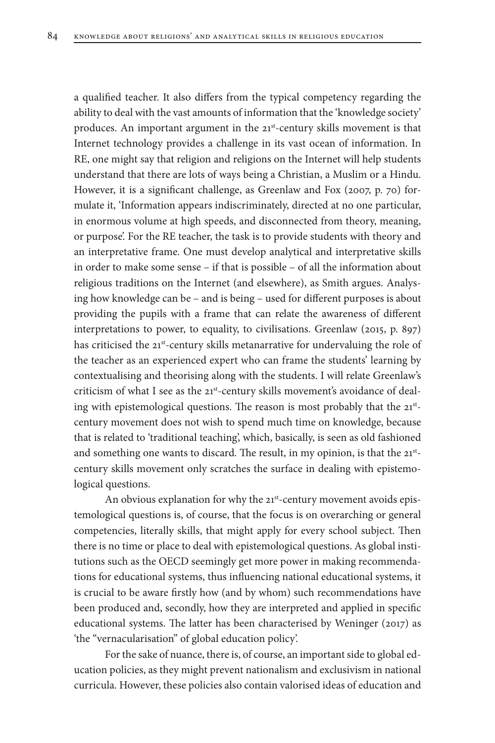a qualified teacher. It also differs from the typical competency regarding the ability to deal with the vast amounts of information that the 'knowledge society' produces. An important argument in the 21st-century skills movement is that Internet technology provides a challenge in its vast ocean of information. In RE, one might say that religion and religions on the Internet will help students understand that there are lots of ways being a Christian, a Muslim or a Hindu. However, it is a significant challenge, as Greenlaw and Fox (2007, p. 70) formulate it, 'Information appears indiscriminately, directed at no one particular, in enormous volume at high speeds, and disconnected from theory, meaning, or purpose'. For the RE teacher, the task is to provide students with theory and an interpretative frame. One must develop analytical and interpretative skills in order to make some sense – if that is possible – of all the information about religious traditions on the Internet (and elsewhere), as Smith argues. Analysing how knowledge can be – and is being – used for different purposes is about providing the pupils with a frame that can relate the awareness of different interpretations to power, to equality, to civilisations. Greenlaw (2015, p. 897) has criticised the 21st-century skills metanarrative for undervaluing the role of the teacher as an experienced expert who can frame the students' learning by contextualising and theorising along with the students. I will relate Greenlaw's criticism of what I see as the 21st-century skills movement's avoidance of dealing with epistemological questions. The reason is most probably that the 21st-century movement does not wish to spend much time on knowledge, because that is related to 'traditional teaching', which, basically, is seen as old fashioned and something one wants to discard. The result, in my opinion, is that the 21st-century skills movement only scratches the surface in dealing with epistemological questions.

An obvious explanation for why the 21st-century movement avoids epistemological questions is, of course, that the focus is on overarching or general competencies, literally skills, that might apply for every school subject. Then there is no time or place to deal with epistemological questions. As global institutions such as the OECD seemingly get more power in making recommendations for educational systems, thus influencing national educational systems, it is crucial to be aware firstly how (and by whom) such recommendations have been produced and, secondly, how they are interpreted and applied in specific educational systems. The latter has been characterised by Weninger (2017) as 'the "vernacularisation" of global education policy'.

For the sake of nuance, there is, of course, an important side to global education policies, as they might prevent nationalism and exclusivism in national curricula. However, these policies also contain valorised ideas of education and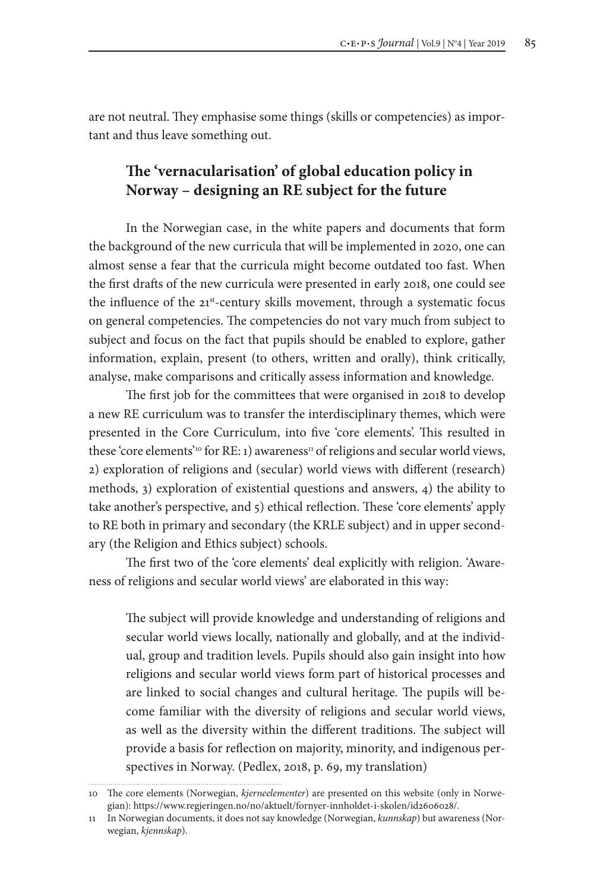are not neutral. They emphasise some things (skills or competencies) as important and thus leave something out.

## The 'vernacularisation' of global education policy in Norway – designing an RE subject for the future

In the Norwegian case, in the white papers and documents that form the background of the new curricula that will be implemented in 2020, one can almost sense a fear that the curricula might become outdated too fast. When the first drafts of the new curricula were presented in early 2018, one could see the influence of the 21st-century skills movement, through a systematic focus on general competencies. The competencies do not vary much from subject to subject and focus on the fact that pupils should be enabled to explore, gather information, explain, present (to others, written and orally), think critically, analyse, make comparisons and critically assess information and knowledge.

The first job for the committees that were organised in 2018 to develop a new RE curriculum was to transfer the interdisciplinary themes, which were presented in the Core Curriculum, into five 'core elements'. This resulted in these 'core elements'[10] for RE: 1) awareness[11] of religions and secular world views, 2) exploration of religions and (secular) world views with different (research) methods, 3) exploration of existential questions and answers, 4) the ability to take another's perspective, and 5) ethical reflection. These 'core elements' apply to RE both in primary and secondary (the KRLE subject) and in upper secondary (the Religion and Ethics subject) schools.

The first two of the 'core elements' deal explicitly with religion. 'Awareness of religions and secular world views' are elaborated in this way:

> The subject will provide knowledge and understanding of religions and secular world views locally, nationally and globally, and at the individual, group and tradition levels. Pupils should also gain insight into how religions and secular world views form part of historical processes and are linked to social changes and cultural heritage. The pupils will become familiar with the diversity of religions and secular world views, as well as the diversity within the different traditions. The subject will provide a basis for reflection on majority, minority, and indigenous perspectives in Norway. (Pedlex, 2018, p. 69, my translation)

---

10 The core elements (Norwegian, *kjerneelementer*) are presented on this website (only in Norwegian): https://www.regjeringen.no/no/aktuelt/fornyer-innholdet-i-skolen/id2606028/.

11 In Norwegian documents, it does not say knowledge (Norwegian, *kunnskap*) but awareness (Norwegian, *kjennskap*).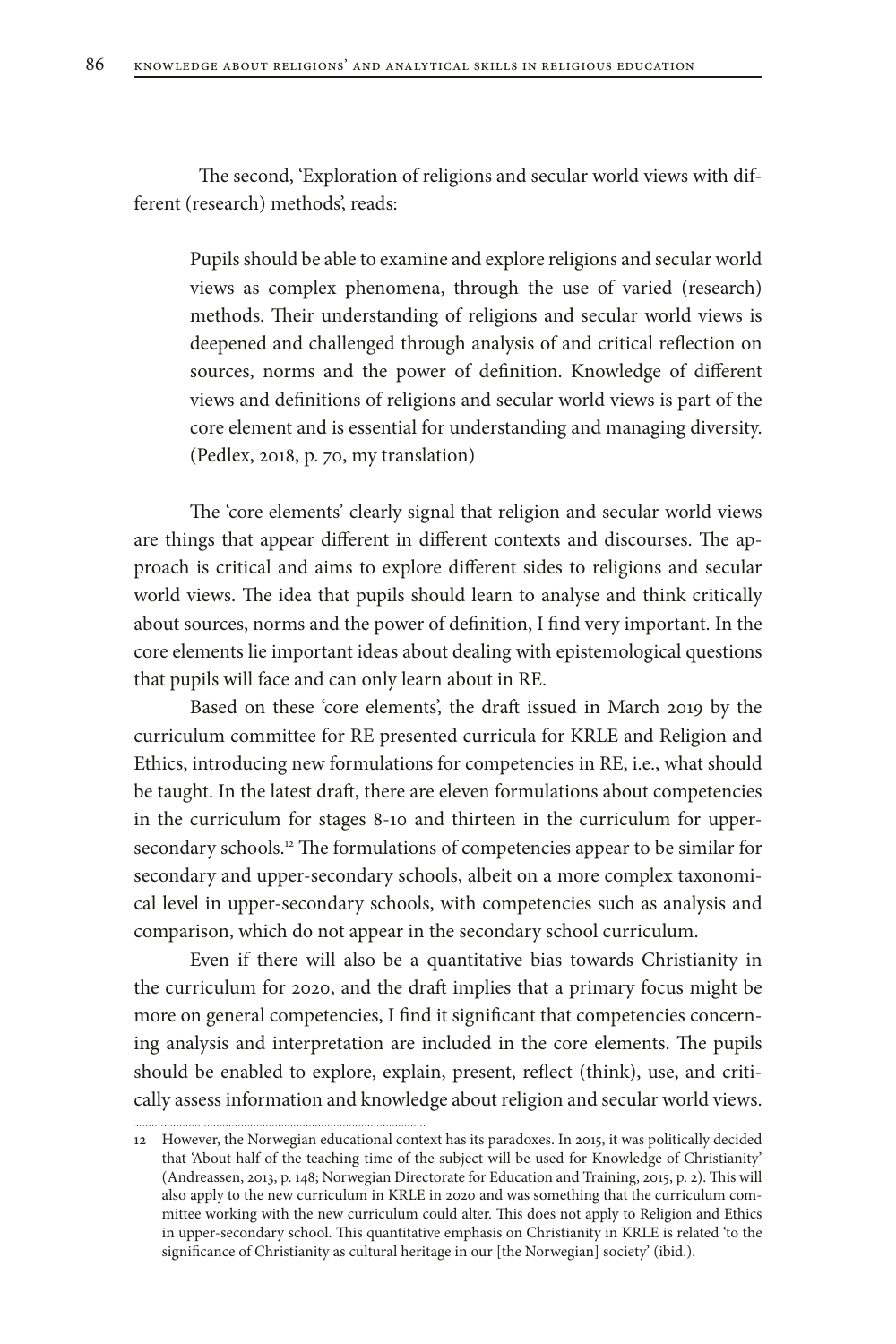The second, 'Exploration of religions and secular world views with different (research) methods', reads:

> Pupils should be able to examine and explore religions and secular world views as complex phenomena, through the use of varied (research) methods. Their understanding of religions and secular world views is deepened and challenged through analysis of and critical reflection on sources, norms and the power of definition. Knowledge of different views and definitions of religions and secular world views is part of the core element and is essential for understanding and managing diversity. (Pedlex, 2018, p. 70, my translation)

The 'core elements' clearly signal that religion and secular world views are things that appear different in different contexts and discourses. The approach is critical and aims to explore different sides to religions and secular world views. The idea that pupils should learn to analyse and think critically about sources, norms and the power of definition, I find very important. In the core elements lie important ideas about dealing with epistemological questions that pupils will face and can only learn about in RE.

Based on these 'core elements', the draft issued in March 2019 by the curriculum committee for RE presented curricula for KRLE and Religion and Ethics, introducing new formulations for competencies in RE, i.e., what should be taught. In the latest draft, there are eleven formulations about competencies in the curriculum for stages 8-10 and thirteen in the curriculum for upper-secondary schools.[12] The formulations of competencies appear to be similar for secondary and upper-secondary schools, albeit on a more complex taxonomical level in upper-secondary schools, with competencies such as analysis and comparison, which do not appear in the secondary school curriculum.

Even if there will also be a quantitative bias towards Christianity in the curriculum for 2020, and the draft implies that a primary focus might be more on general competencies, I find it significant that competencies concerning analysis and interpretation are included in the core elements. The pupils should be enabled to explore, explain, present, reflect (think), use, and critically assess information and knowledge about religion and secular world views.

---

12 However, the Norwegian educational context has its paradoxes. In 2015, it was politically decided that 'About half of the teaching time of the subject will be used for Knowledge of Christianity' (Andreassen, 2013, p. 148; Norwegian Directorate for Education and Training, 2015, p. 2). This will also apply to the new curriculum in KRLE in 2020 and was something that the curriculum committee working with the new curriculum could alter. This does not apply to Religion and Ethics in upper-secondary school. This quantitative emphasis on Christianity in KRLE is related 'to the significance of Christianity as cultural heritage in our [the Norwegian] society' (ibid.).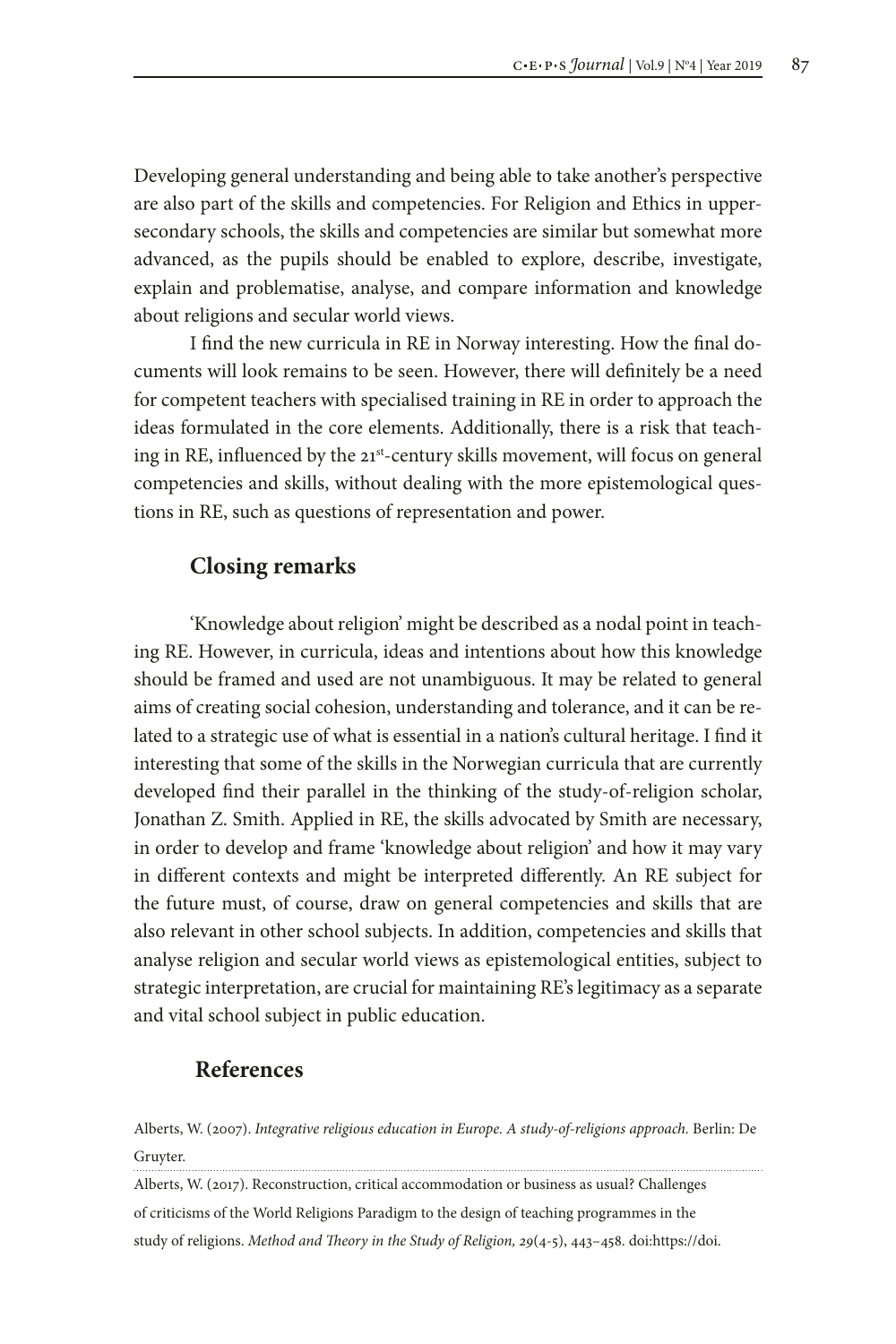Developing general understanding and being able to take another's perspective are also part of the skills and competencies. For Religion and Ethics in upper-secondary schools, the skills and competencies are similar but somewhat more advanced, as the pupils should be enabled to explore, describe, investigate, explain and problematise, analyse, and compare information and knowledge about religions and secular world views.

I find the new curricula in RE in Norway interesting. How the final documents will look remains to be seen. However, there will definitely be a need for competent teachers with specialised training in RE in order to approach the ideas formulated in the core elements. Additionally, there is a risk that teaching in RE, influenced by the 21st-century skills movement, will focus on general competencies and skills, without dealing with the more epistemological questions in RE, such as questions of representation and power.

## Closing remarks

'Knowledge about religion' might be described as a nodal point in teaching RE. However, in curricula, ideas and intentions about how this knowledge should be framed and used are not unambiguous. It may be related to general aims of creating social cohesion, understanding and tolerance, and it can be related to a strategic use of what is essential in a nation's cultural heritage. I find it interesting that some of the skills in the Norwegian curricula that are currently developed find their parallel in the thinking of the study-of-religion scholar, Jonathan Z. Smith. Applied in RE, the skills advocated by Smith are necessary, in order to develop and frame 'knowledge about religion' and how it may vary in different contexts and might be interpreted differently. An RE subject for the future must, of course, draw on general competencies and skills that are also relevant in other school subjects. In addition, competencies and skills that analyse religion and secular world views as epistemological entities, subject to strategic interpretation, are crucial for maintaining RE's legitimacy as a separate and vital school subject in public education.

## References

Alberts, W. (2007). *Integrative religious education in Europe. A study-of-religions approach.* Berlin: De Gruyter.

Alberts, W. (2017). Reconstruction, critical accommodation or business as usual? Challenges of criticisms of the World Religions Paradigm to the design of teaching programmes in the study of religions. *Method and Theory in the Study of Religion, 29*(4-5), 443–458. doi:https://doi.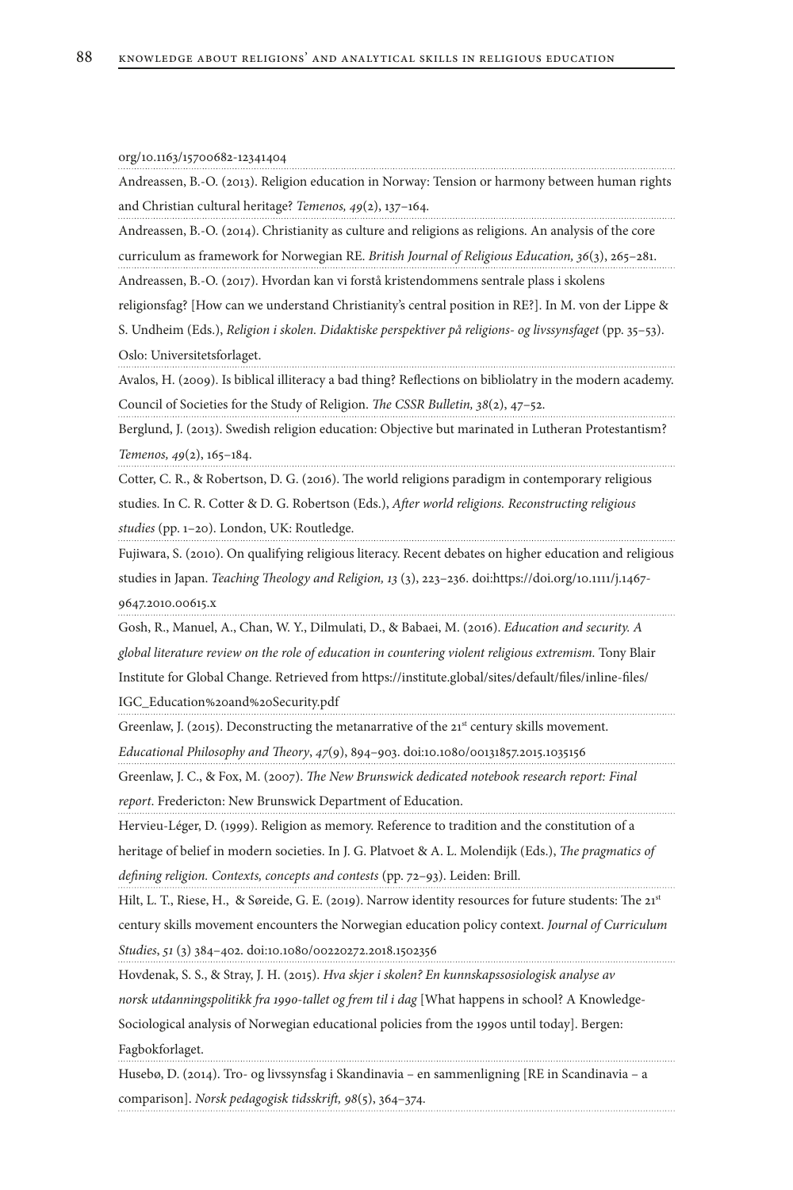org/10.1163/15700682-12341404

Andreassen, B.-O. (2013). Religion education in Norway: Tension or harmony between human rights and Christian cultural heritage? *Temenos, 49*(2), 137–164.

Andreassen, B.-O. (2014). Christianity as culture and religions as religions. An analysis of the core curriculum as framework for Norwegian RE. *British Journal of Religious Education, 36*(3), 265–281.

Andreassen, B.-O. (2017). Hvordan kan vi forstå kristendommens sentrale plass i skolens religionsfag? [How can we understand Christianity's central position in RE?]. In M. von der Lippe & S. Undheim (Eds.), *Religion i skolen. Didaktiske perspektiver på religions- og livssynsfaget* (pp. 35–53). Oslo: Universitetsforlaget.

Avalos, H. (2009). Is biblical illiteracy a bad thing? Reflections on bibliolatry in the modern academy. Council of Societies for the Study of Religion. *The CSSR Bulletin, 38*(2), 47–52.

Berglund, J. (2013). Swedish religion education: Objective but marinated in Lutheran Protestantism? *Temenos, 49*(2), 165–184.

Cotter, C. R., & Robertson, D. G. (2016). The world religions paradigm in contemporary religious studies. In C. R. Cotter & D. G. Robertson (Eds.), *After world religions. Reconstructing religious studies* (pp. 1–20). London, UK: Routledge.

Fujiwara, S. (2010). On qualifying religious literacy. Recent debates on higher education and religious studies in Japan. *Teaching Theology and Religion, 13* (3), 223–236. doi:https://doi.org/10.1111/j.1467-9647.2010.00615.x

Gosh, R., Manuel, A., Chan, W. Y., Dilmulati, D., & Babaei, M. (2016). *Education and security. A global literature review on the role of education in countering violent religious extremism.* Tony Blair Institute for Global Change. Retrieved from https://institute.global/sites/default/files/inline-files/IGC_Education%20and%20Security.pdf

Greenlaw, J. (2015). Deconstructing the metanarrative of the 21st century skills movement. *Educational Philosophy and Theory*, *47*(9), 894–903. doi:10.1080/00131857.2015.1035156

Greenlaw, J. C., & Fox, M. (2007). *The New Brunswick dedicated notebook research report: Final report*. Fredericton: New Brunswick Department of Education.

Hervieu-Léger, D. (1999). Religion as memory. Reference to tradition and the constitution of a heritage of belief in modern societies. In J. G. Platvoet & A. L. Molendijk (Eds.), *The pragmatics of defining religion. Contexts, concepts and contests* (pp. 72–93). Leiden: Brill.

Hilt, L. T., Riese, H., & Søreide, G. E. (2019). Narrow identity resources for future students: The 21st century skills movement encounters the Norwegian education policy context. *Journal of Curriculum Studies*, *51* (3) 384–402. doi:10.1080/00220272.2018.1502356

Hovdenak, S. S., & Stray, J. H. (2015). *Hva skjer i skolen? En kunnskapssosiologisk analyse av norsk utdanningspolitikk fra 1990-tallet og frem til i dag* [What happens in school? A Knowledge-Sociological analysis of Norwegian educational policies from the 1990s until today]. Bergen: Fagbokforlaget.

Husebø, D. (2014). Tro- og livssynsfag i Skandinavia – en sammenligning [RE in Scandinavia – a comparison]. *Norsk pedagogisk tidsskrift, 98*(5), 364–374.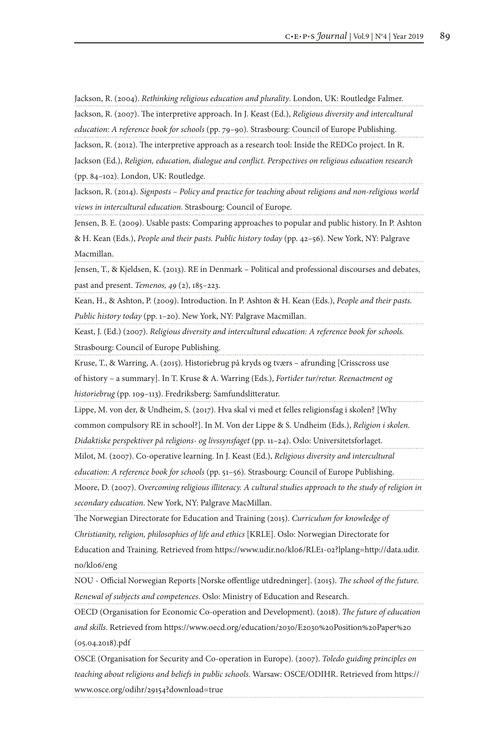Jackson, R. (2004). *Rethinking religious education and plurality*. London, UK: Routledge Falmer.

Jackson, R. (2007). The interpretive approach. In J. Keast (Ed.), *Religious diversity and intercultural education: A reference book for schools* (pp. 79–90). Strasbourg: Council of Europe Publishing.

Jackson, R. (2012). The interpretive approach as a research tool: Inside the REDCo project. In R. Jackson (Ed.), *Religion, education, dialogue and conflict. Perspectives on religious education research* (pp. 84–102). London, UK: Routledge.

Jackson, R. (2014). *Signposts – Policy and practice for teaching about religions and non-religious world views in intercultural education.* Strasbourg: Council of Europe.

Jensen, B. E. (2009). Usable pasts: Comparing approaches to popular and public history. In P. Ashton & H. Kean (Eds.), *People and their pasts. Public history today* (pp. 42–56). New York, NY: Palgrave Macmillan.

Jensen, T., & Kjeldsen, K. (2013). RE in Denmark – Political and professional discourses and debates, past and present. *Temenos, 49* (2), 185–223.

Kean, H., & Ashton, P. (2009). Introduction. In P. Ashton & H. Kean (Eds.), *People and their pasts. Public history today* (pp. 1–20). New York, NY: Palgrave Macmillan.

Keast, J. (Ed.) (2007). *Religious diversity and intercultural education: A reference book for schools.* Strasbourg: Council of Europe Publishing.

Kruse, T., & Warring, A. (2015). Historiebrug på kryds og tværs – afrunding [Crisscross use of history – a summary]. In T. Kruse & A. Warring (Eds.), *Fortider tur/retur. Reenactment og historiebrug* (pp. 109–113). Fredriksberg: Samfundslitteratur.

Lippe, M. von der, & Undheim, S. (2017). Hva skal vi med et felles religionsfag i skolen? [Why common compulsory RE in school?]. In M. Von der Lippe & S. Undheim (Eds.), *Religion i skolen. Didaktiske perspektiver på religions- og livssynsfaget* (pp. 11–24). Oslo: Universitetsforlaget.

Milot, M. (2007). Co-operative learning. In J. Keast (Ed.), *Religious diversity and intercultural education: A reference book for schools* (pp. 51–56). Strasbourg: Council of Europe Publishing.

Moore, D. (2007). *Overcoming religious illiteracy. A cultural studies approach to the study of religion in secondary education*. New York, NY: Palgrave MacMillan.

The Norwegian Directorate for Education and Training (2015). *Curriculum for knowledge of Christianity, religion, philosophies of life and ethics* [KRLE]. Oslo: Norwegian Directorate for Education and Training. Retrieved from https://www.udir.no/kl06/RLE1-02?lplang=http://data.udir.no/kl06/eng

NOU - Official Norwegian Reports [Norske offentlige utdredninger]. (2015). *The school of the future. Renewal of subjects and competences*. Oslo: Ministry of Education and Research.

OECD (Organisation for Economic Co-operation and Development). (2018). *The future of education and skills*. Retrieved from https://www.oecd.org/education/2030/E2030%20Position%20Paper%20(05.04.2018).pdf

OSCE (Organisation for Security and Co-operation in Europe). (2007). *Toledo guiding principles on teaching about religions and beliefs in public schools.* Warsaw: OSCE/ODIHR. Retrieved from https://www.osce.org/odihr/29154?download=true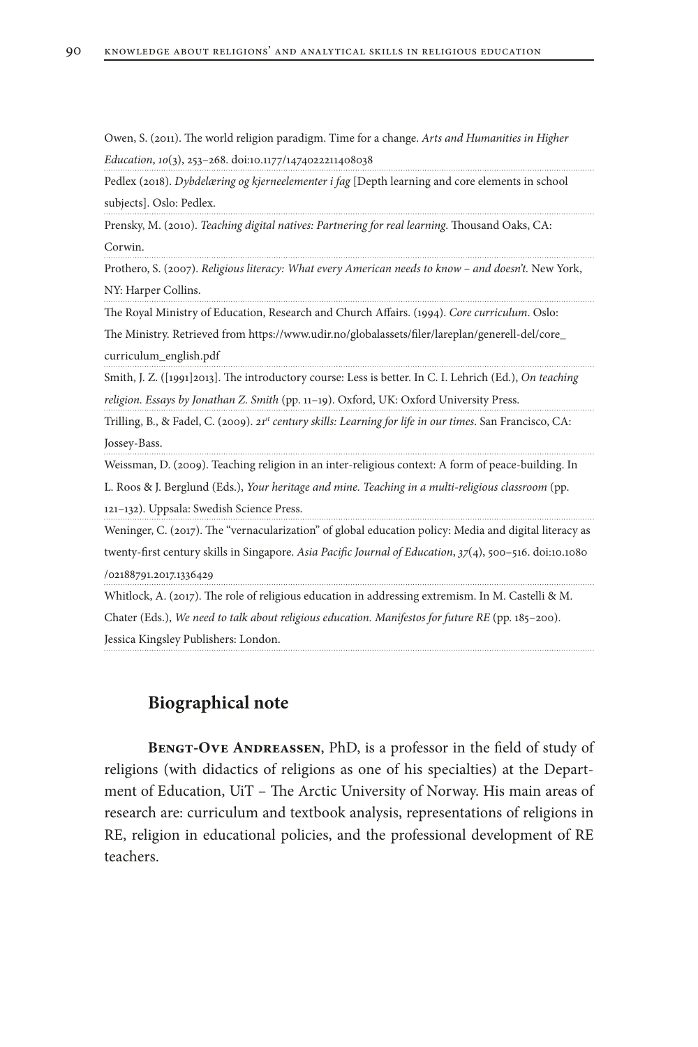Owen, S. (2011). The world religion paradigm. Time for a change. *Arts and Humanities in Higher Education*, *10*(3), 253–268. doi:10.1177/1474022211408038

Pedlex (2018). *Dybdelæring og kjerneelementer i fag* [Depth learning and core elements in school subjects]. Oslo: Pedlex.

Prensky, M. (2010). *Teaching digital natives: Partnering for real learning*. Thousand Oaks, CA: Corwin.

Prothero, S. (2007). *Religious literacy: What every American needs to know – and doesn't.* New York, NY: Harper Collins.

The Royal Ministry of Education, Research and Church Affairs. (1994). *Core curriculum*. Oslo: The Ministry. Retrieved from https://www.udir.no/globalassets/filer/lareplan/generell-del/core_curriculum_english.pdf

Smith, J. Z. ([1991]2013]. The introductory course: Less is better. In C. I. Lehrich (Ed.), *On teaching religion. Essays by Jonathan Z. Smith* (pp. 11–19). Oxford, UK: Oxford University Press.

Trilling, B., & Fadel, C. (2009). *21st century skills: Learning for life in our times*. San Francisco, CA: Jossey-Bass.

Weissman, D. (2009). Teaching religion in an inter-religious context: A form of peace-building. In L. Roos & J. Berglund (Eds.), *Your heritage and mine. Teaching in a multi-religious classroom* (pp. 121–132). Uppsala: Swedish Science Press.

Weninger, C. (2017). The "vernacularization" of global education policy: Media and digital literacy as twenty-first century skills in Singapore. *Asia Pacific Journal of Education*, *37*(4), 500–516. doi:10.1080/02188791.2017.1336429

Whitlock, A. (2017). The role of religious education in addressing extremism. In M. Castelli & M. Chater (Eds.), *We need to talk about religious education. Manifestos for future RE* (pp. 185–200). Jessica Kingsley Publishers: London.

## Biographical note

**Bengt-Ove Andreassen**, PhD, is a professor in the field of study of religions (with didactics of religions as one of his specialties) at the Department of Education, UiT – The Arctic University of Norway. His main areas of research are: curriculum and textbook analysis, representations of religions in RE, religion in educational policies, and the professional development of RE teachers.